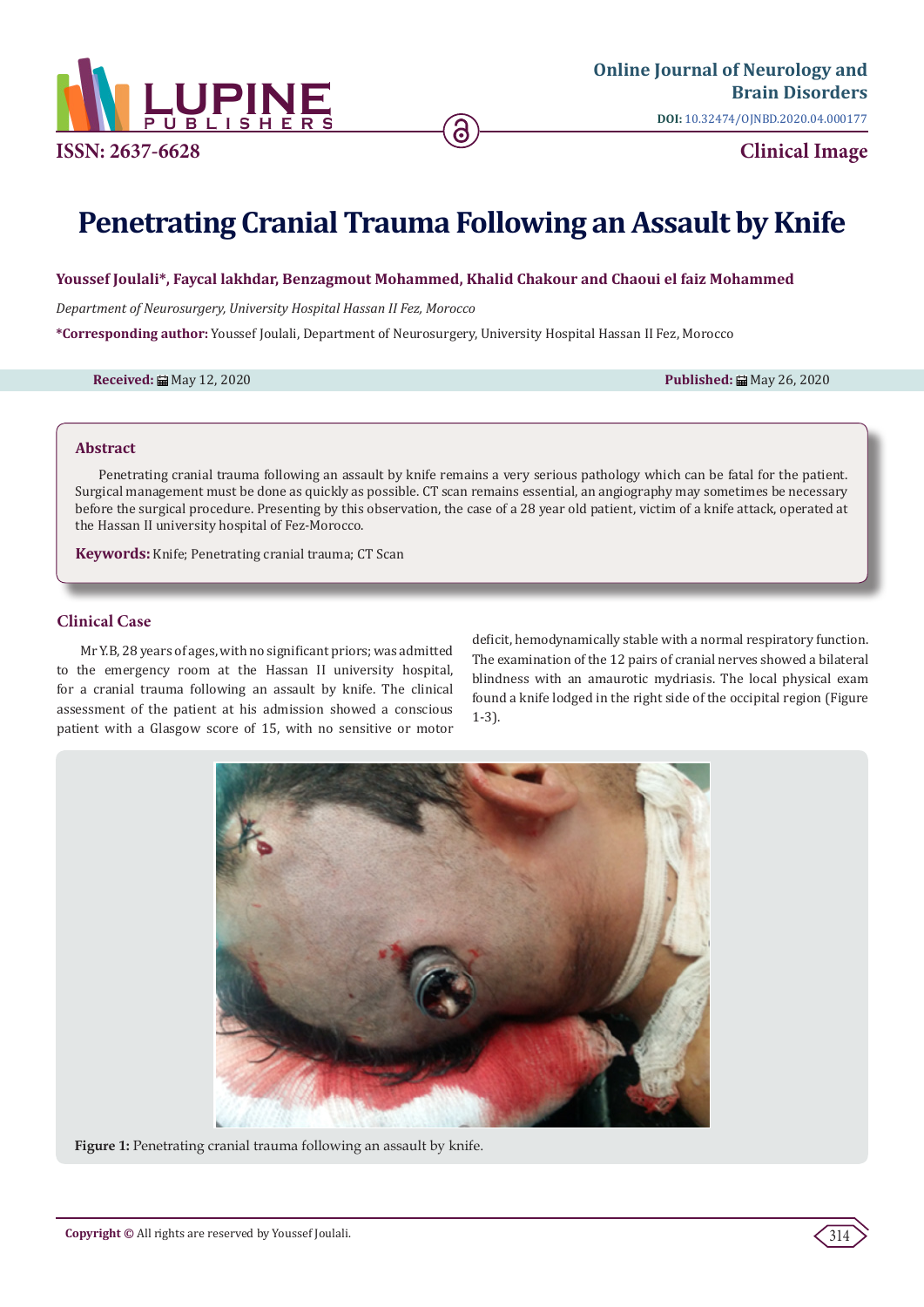**Online Journal of Neurology and Brain Disorders**

DOI: 10.32474/OJNBD.2020.04.000177

ISSN: 2637-6628

**Clinical Image**

# Penetrating Cranial Trauma Following an Assault by Knife

**Youssef Joulali\*, Faycal lakhdar, Benzagmout Mohammed, Khalid Chakour and Chaoui el faiz Mohammed**

*Department of Neurosurgery, University Hospital Hassan II Fez, Morocco*

**\*Corresponding author:** Youssef Joulali, Department of Neurosurgery, University Hospital Hassan II Fez, Morocco

**Received:** May 12, 2020 **Published:** May 26, 2020

## Abstract

Penetrating cranial trauma following an assault by knife remains a very serious pathology which can be fatal for the patient. Surgical management must be done as quickly as possible. CT scan remains essential, an angiography may sometimes be necessary before the surgical procedure. Presenting by this observation, the case of a 28 year old patient, victim of a knife attack, operated at the Hassan II university hospital of Fez-Morocco.

**Keywords:** Knife; Penetrating cranial trauma; CT Scan

## Clinical Case

Mr Y.B, 28 years of ages, with no significant priors; was admitted to the emergency room at the Hassan II university hospital, for a cranial trauma following an assault by knife. The clinical assessment of the patient at his admission showed a conscious patient with a Glasgow score of 15, with no sensitive or motor deficit, hemodynamically stable with a normal respiratory function. The examination of the 12 pairs of cranial nerves showed a bilateral blindness with an amaurotic mydriasis. The local physical exam found a knife lodged in the right side of the occipital region (Figure 1-3).

**Figure 1:** Penetrating cranial trauma following an assault by knife.

**Copyright ©** All rights are reserved by Youssef Joulali.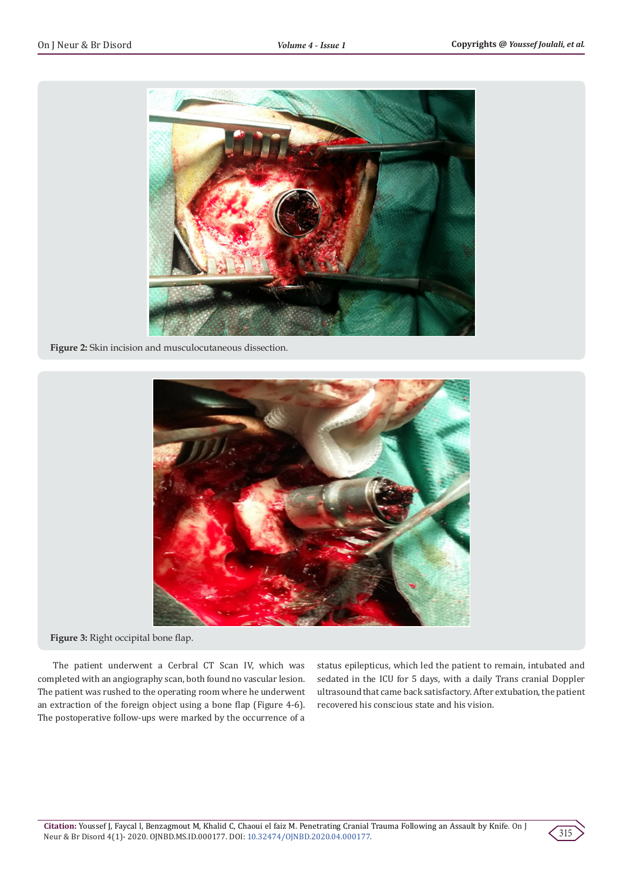Figure 2: Skin incision and musculocutaneous dissection.

Figure 3: Right occipital bone flap.

The patient underwent a Cerbral CT Scan IV, which was completed with an angiography scan, both found no vascular lesion. The patient was rushed to the operating room where he underwent an extraction of the foreign object using a bone flap (Figure 4-6). The postoperative follow-ups were marked by the occurrence of a status epilepticus, which led the patient to remain, intubated and sedated in the ICU for 5 days, with a daily Trans cranial Doppler ultrasound that came back satisfactory. After extubation, the patient recovered his conscious state and his vision.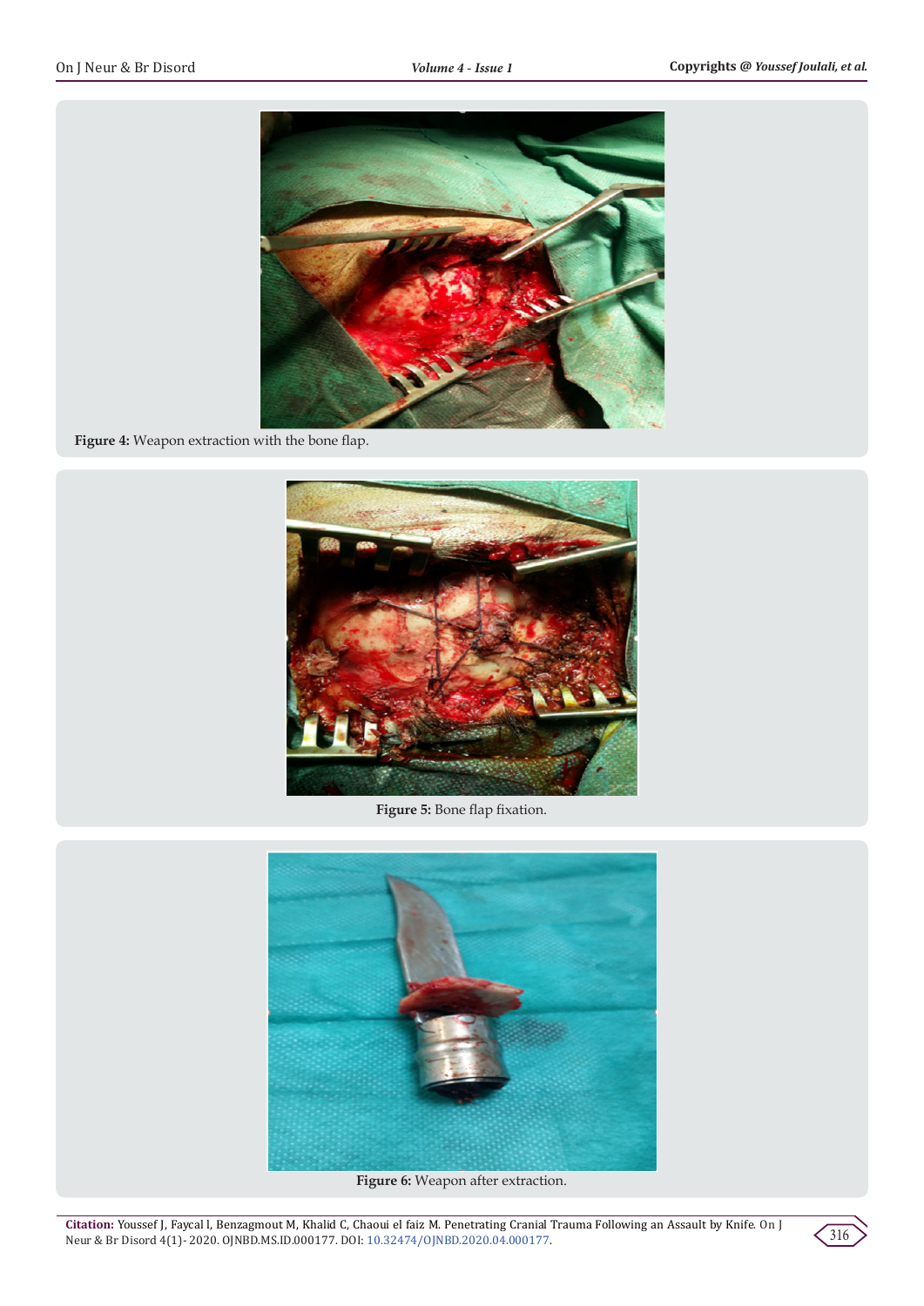**Figure 4:** Weapon extraction with the bone flap.

**Figure 5:** Bone flap fixation.

**Figure 6:** Weapon after extraction.

**Citation:** Youssef J, Faycal l, Benzagmout M, Khalid C, Chaoui el faiz M. Penetrating Cranial Trauma Following an Assault by Knife. On J Neur & Br Disord 4(1)- 2020. OJNBD.MS.ID.000177. DOI: 10.32474/OJNBD.2020.04.000177.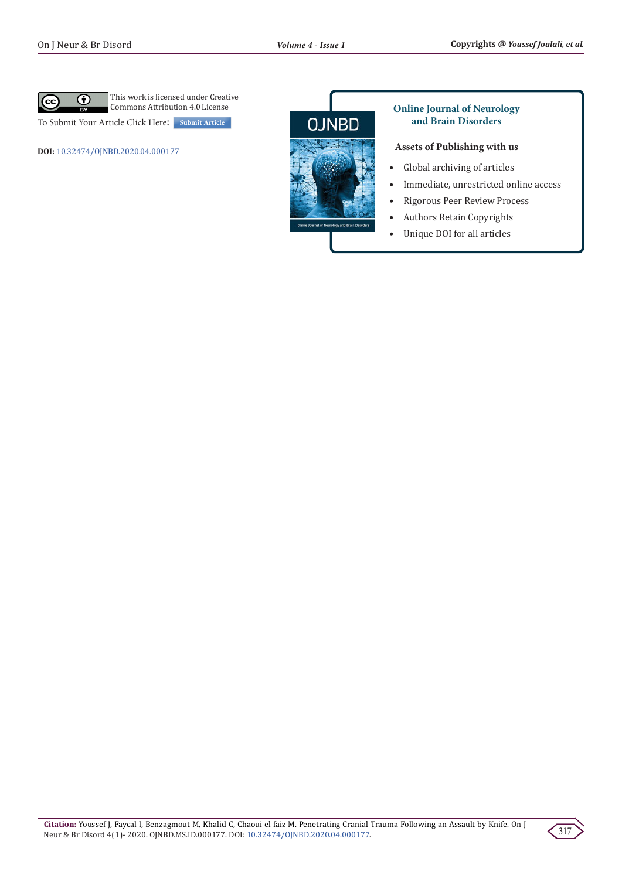This work is licensed under Creative Commons Attribution 4.0 License

To Submit Your Article Click Here: Submit Article

**DOI:** 10.32474/OJNBD.2020.04.000177

OJNBD

Online Journal of Neurology and Brain Disorders

**Online Journal of Neurology and Brain Disorders**

**Assets of Publishing with us**

- Global archiving of articles
- Immediate, unrestricted online access
- Rigorous Peer Review Process
- Authors Retain Copyrights
- Unique DOI for all articles

**Citation:** Youssef J, Faycal l, Benzagmout M, Khalid C, Chaoui el faiz M. Penetrating Cranial Trauma Following an Assault by Knife. On J Neur & Br Disord 4(1)- 2020. OJNBD.MS.ID.000177. DOI: 10.32474/OJNBD.2020.04.000177.